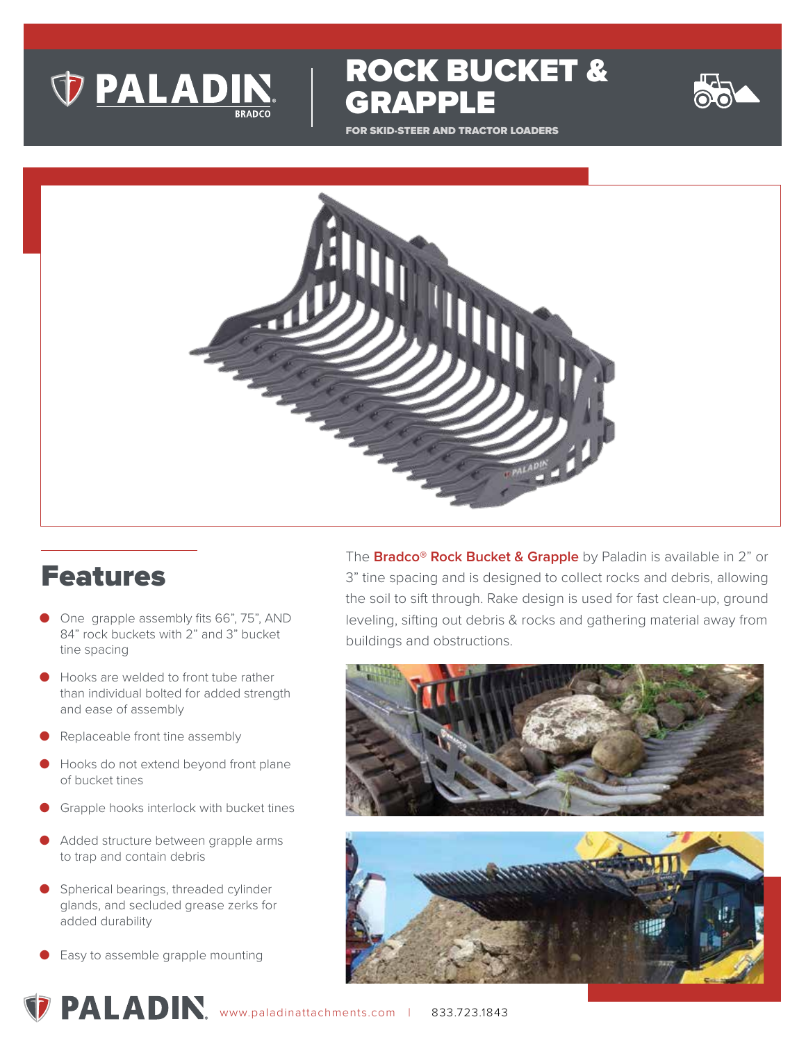# ROCK BUCKET & GRAPPLE

FOR SKID-STEER AND TRACTOR LOADERS

## Features

- One grapple assembly fits 66", 75", AND 84" rock buckets with 2" and 3" bucket tine spacing
- Hooks are welded to front tube rather than individual bolted for added strength and ease of assembly
- Replaceable front tine assembly
- Hooks do not extend beyond front plane of bucket tines
- Grapple hooks interlock with bucket tines
- Added structure between grapple arms to trap and contain debris
- Spherical bearings, threaded cylinder glands, and secluded grease zerks for added durability
- Easy to assemble grapple mounting

The **Bradco® Rock Bucket & Grapple** by Paladin is available in 2" or 3" tine spacing and is designed to collect rocks and debris, allowing the soil to sift through. Rake design is used for fast clean-up, ground leveling, sifting out debris & rocks and gathering material away from buildings and obstructions.

www.paladinattachments.com | 833.723.1843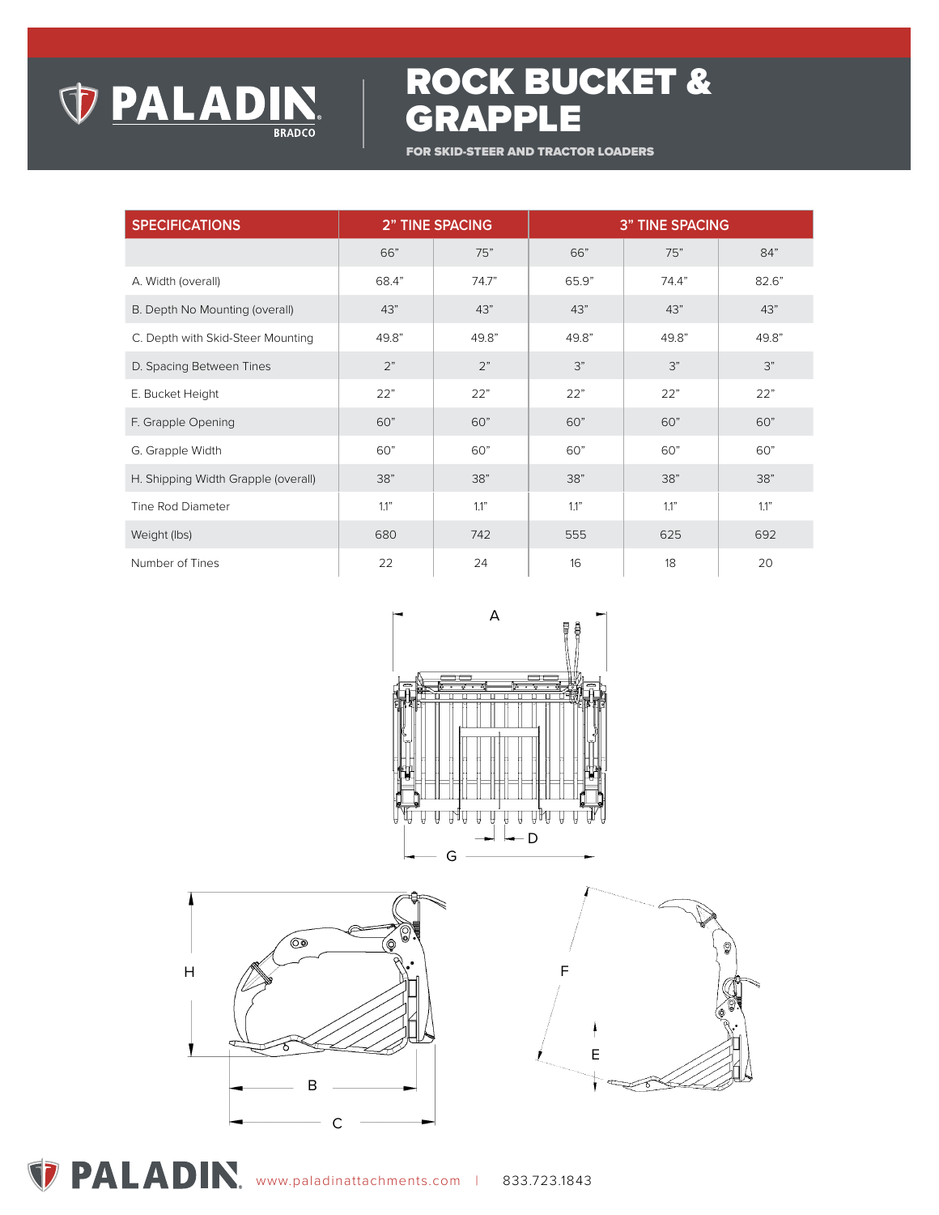# ROCK BUCKET & GRAPPLE

FOR SKID-STEER AND TRACTOR LOADERS

| SPECIFICATIONS | 2" TINE SPACING | | 3" TINE SPACING | | |
|---|---|---|---|---|---|
| | 66" | 75" | 66" | 75" | 84" |
| A. Width (overall) | 68.4" | 74.7" | 65.9" | 74.4" | 82.6" |
| B. Depth No Mounting (overall) | 43" | 43" | 43" | 43" | 43" |
| C. Depth with Skid-Steer Mounting | 49.8" | 49.8" | 49.8" | 49.8" | 49.8" |
| D. Spacing Between Tines | 2" | 2" | 3" | 3" | 3" |
| E. Bucket Height | 22" | 22" | 22" | 22" | 22" |
| F. Grapple Opening | 60" | 60" | 60" | 60" | 60" |
| G. Grapple Width | 60" | 60" | 60" | 60" | 60" |
| H. Shipping Width Grapple (overall) | 38" | 38" | 38" | 38" | 38" |
| Tine Rod Diameter | 1.1" | 1.1" | 1.1" | 1.1" | 1.1" |
| Weight (lbs) | 680 | 742 | 555 | 625 | 692 |
| Number of Tines | 22 | 24 | 16 | 18 | 20 |

A

D

G

H

B

C

F

E

www.paladinattachments.com | 833.723.1843